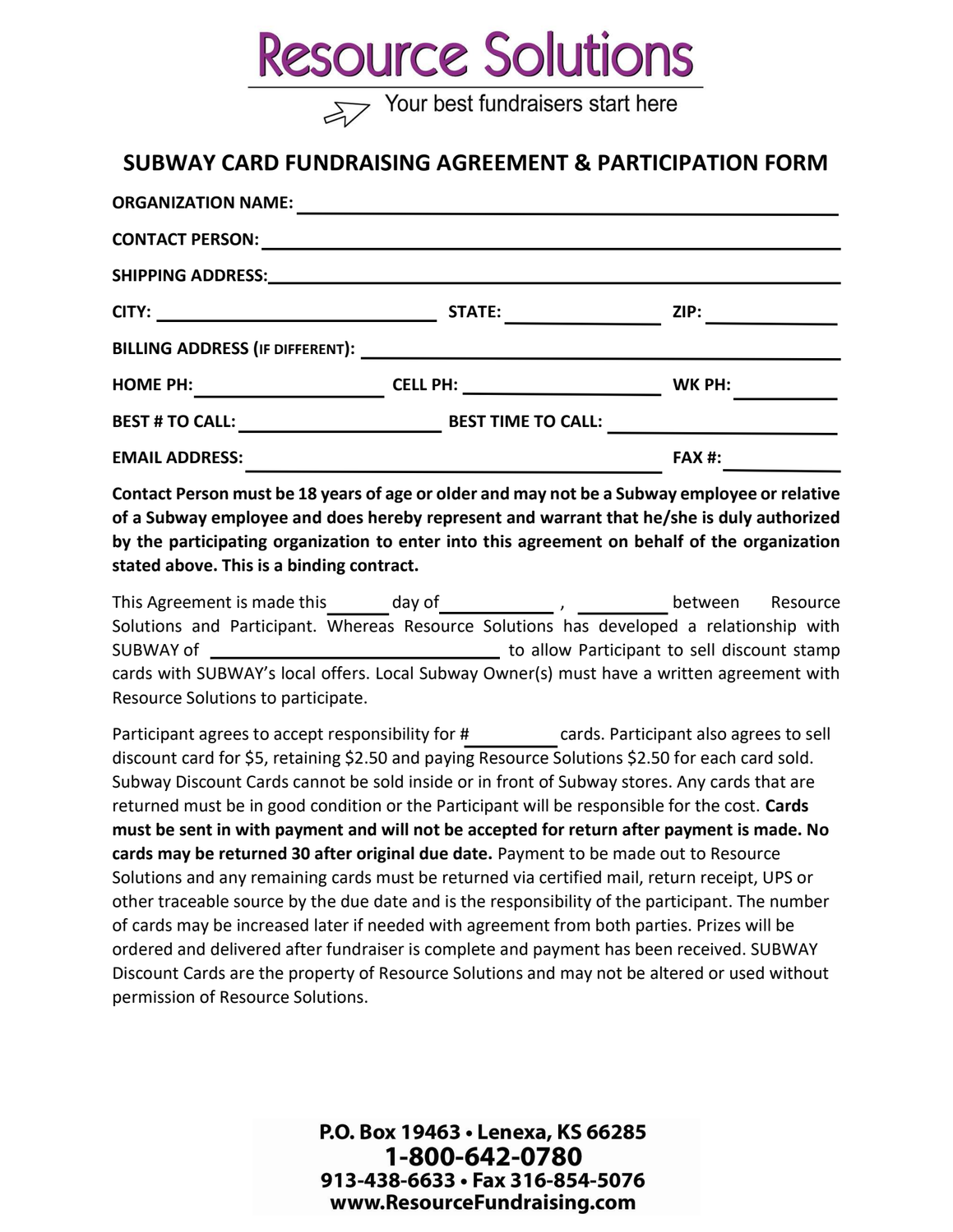# Resource Solutions

Your best fundraisers start here

## SUBWAY CARD FUNDRAISING AGREEMENT & PARTICIPATION FORM

**ORGANIZATION NAME:** ______________________________________________

**CONTACT PERSON:** ______________________________________________

**SHIPPING ADDRESS:** ______________________________________________

**CITY:** ____________________ **STATE:** ____________ **ZIP:** __________

**BILLING ADDRESS (IF DIFFERENT):** ______________________________________

**HOME PH:** ______________ **CELL PH:** ______________ **WK PH:** __________

**BEST # TO CALL:** ______________ **BEST TIME TO CALL:** ______________

**EMAIL ADDRESS:** ______________________________ **FAX #:** __________

**Contact Person must be 18 years of age or older and may not be a Subway employee or relative of a Subway employee and does hereby represent and warrant that he/she is duly authorized by the participating organization to enter into this agreement on behalf of the organization stated above. This is a binding contract.**

This Agreement is made this ______ day of ____________ , __________ between Resource Solutions and Participant. Whereas Resource Solutions has developed a relationship with SUBWAY of ______________________________ to allow Participant to sell discount stamp cards with SUBWAY's local offers. Local Subway Owner(s) must have a written agreement with Resource Solutions to participate.

Participant agrees to accept responsibility for #__________ cards. Participant also agrees to sell discount card for $5, retaining $2.50 and paying Resource Solutions $2.50 for each card sold. Subway Discount Cards cannot be sold inside or in front of Subway stores. Any cards that are returned must be in good condition or the Participant will be responsible for the cost. **Cards must be sent in with payment and will not be accepted for return after payment is made. No cards may be returned 30 after original due date.** Payment to be made out to Resource Solutions and any remaining cards must be returned via certified mail, return receipt, UPS or other traceable source by the due date and is the responsibility of the participant. The number of cards may be increased later if needed with agreement from both parties. Prizes will be ordered and delivered after fundraiser is complete and payment has been received. SUBWAY Discount Cards are the property of Resource Solutions and may not be altered or used without permission of Resource Solutions.

**P.O. Box 19463 • Lenexa, KS 66285**
**1-800-642-0780**
**913-438-6633 • Fax 316-854-5076**
**www.ResourceFundraising.com**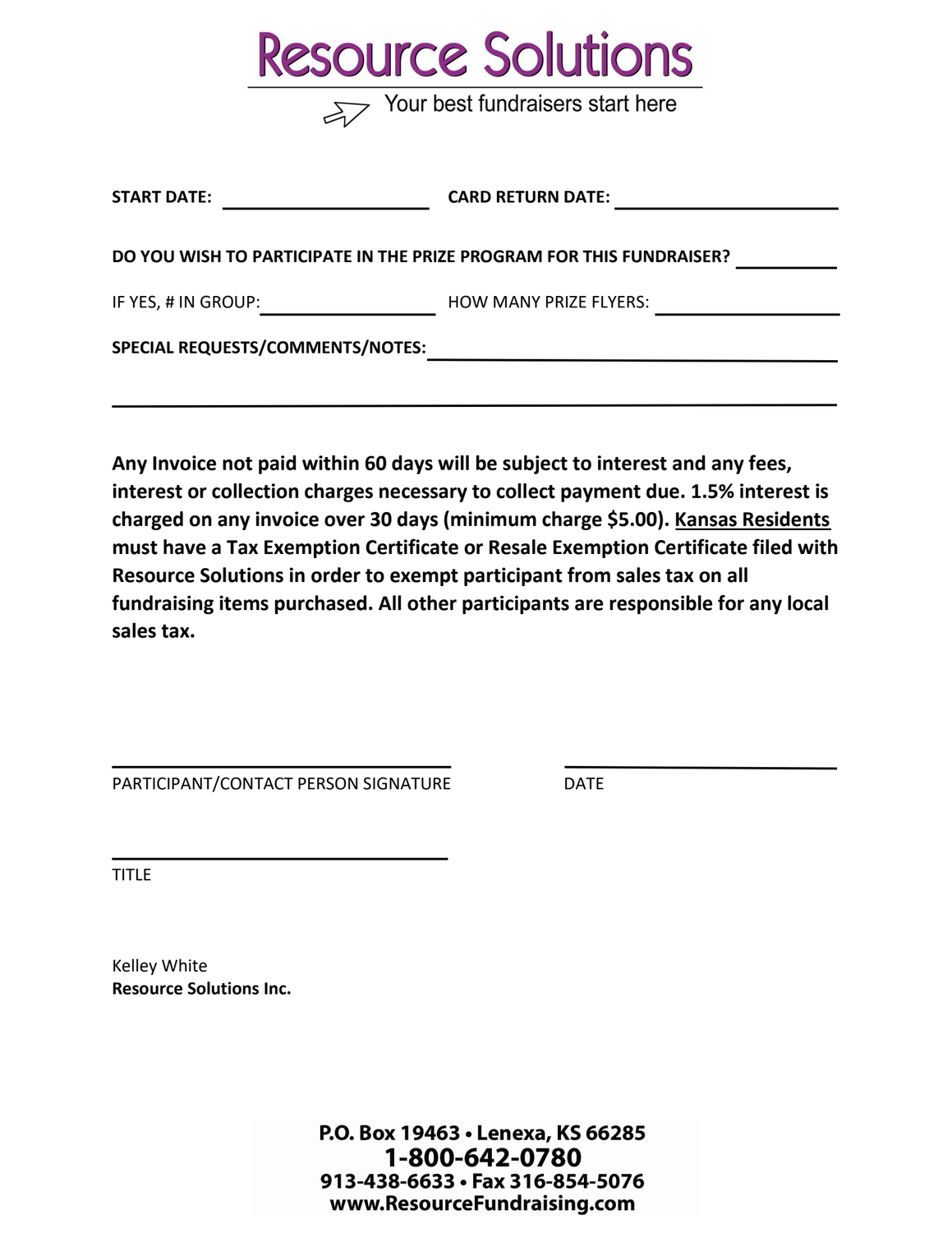# Resource Solutions

Your best fundraisers start here

**START DATE:** ____________________ **CARD RETURN DATE:** ____________________

**DO YOU WISH TO PARTICIPATE IN THE PRIZE PROGRAM FOR THIS FUNDRAISER?** __________

IF YES, # IN GROUP: ________________ HOW MANY PRIZE FLYERS: ________________

**SPECIAL REQUESTS/COMMENTS/NOTES:** ________________________________________

______________________________________________________________________

**Any Invoice not paid within 60 days will be subject to interest and any fees, interest or collection charges necessary to collect payment due. 1.5% interest is charged on any invoice over 30 days (minimum charge $5.00). <u>Kansas Residents</u> must have a Tax Exemption Certificate or Resale Exemption Certificate filed with Resource Solutions in order to exempt participant from sales tax on all fundraising items purchased. All other participants are responsible for any local sales tax.**

______________________________ ______________________________

PARTICIPANT/CONTACT PERSON SIGNATURE DATE

______________________________

TITLE

Kelley White
**Resource Solutions Inc.**

**P.O. Box 19463 • Lenexa, KS 66285**
**1-800-642-0780**
**913-438-6633 • Fax 316-854-5076**
**www.ResourceFundraising.com**